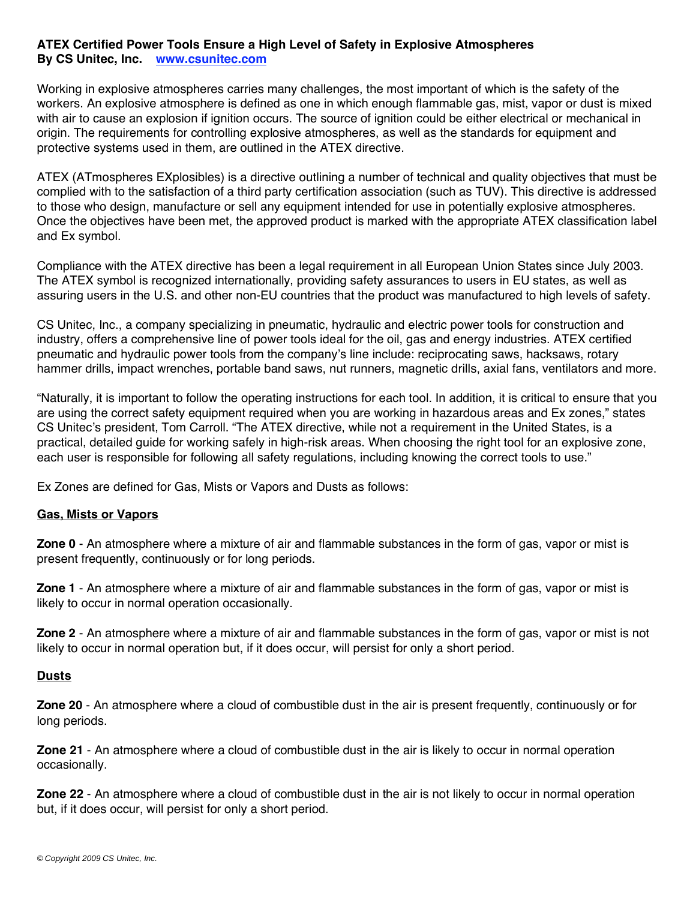**ATEX Certified Power Tools Ensure a High Level of Safety in Explosive Atmospheres**
**By CS Unitec, Inc.** [www.csunitec.com](http://www.csunitec.com)

Working in explosive atmospheres carries many challenges, the most important of which is the safety of the workers. An explosive atmosphere is defined as one in which enough flammable gas, mist, vapor or dust is mixed with air to cause an explosion if ignition occurs. The source of ignition could be either electrical or mechanical in origin. The requirements for controlling explosive atmospheres, as well as the standards for equipment and protective systems used in them, are outlined in the ATEX directive.

ATEX (ATmospheres EXplosibles) is a directive outlining a number of technical and quality objectives that must be complied with to the satisfaction of a third party certification association (such as TUV). This directive is addressed to those who design, manufacture or sell any equipment intended for use in potentially explosive atmospheres. Once the objectives have been met, the approved product is marked with the appropriate ATEX classification label and Ex symbol.

Compliance with the ATEX directive has been a legal requirement in all European Union States since July 2003. The ATEX symbol is recognized internationally, providing safety assurances to users in EU states, as well as assuring users in the U.S. and other non-EU countries that the product was manufactured to high levels of safety.

CS Unitec, Inc., a company specializing in pneumatic, hydraulic and electric power tools for construction and industry, offers a comprehensive line of power tools ideal for the oil, gas and energy industries. ATEX certified pneumatic and hydraulic power tools from the company's line include: reciprocating saws, hacksaws, rotary hammer drills, impact wrenches, portable band saws, nut runners, magnetic drills, axial fans, ventilators and more.

"Naturally, it is important to follow the operating instructions for each tool. In addition, it is critical to ensure that you are using the correct safety equipment required when you are working in hazardous areas and Ex zones," states CS Unitec's president, Tom Carroll. "The ATEX directive, while not a requirement in the United States, is a practical, detailed guide for working safely in high-risk areas. When choosing the right tool for an explosive zone, each user is responsible for following all safety regulations, including knowing the correct tools to use."

Ex Zones are defined for Gas, Mists or Vapors and Dusts as follows:

**Gas, Mists or Vapors**

**Zone 0** - An atmosphere where a mixture of air and flammable substances in the form of gas, vapor or mist is present frequently, continuously or for long periods.

**Zone 1** - An atmosphere where a mixture of air and flammable substances in the form of gas, vapor or mist is likely to occur in normal operation occasionally.

**Zone 2** - An atmosphere where a mixture of air and flammable substances in the form of gas, vapor or mist is not likely to occur in normal operation but, if it does occur, will persist for only a short period.

**Dusts**

**Zone 20** - An atmosphere where a cloud of combustible dust in the air is present frequently, continuously or for long periods.

**Zone 21** - An atmosphere where a cloud of combustible dust in the air is likely to occur in normal operation occasionally.

**Zone 22** - An atmosphere where a cloud of combustible dust in the air is not likely to occur in normal operation but, if it does occur, will persist for only a short period.

*© Copyright 2009 CS Unitec, Inc.*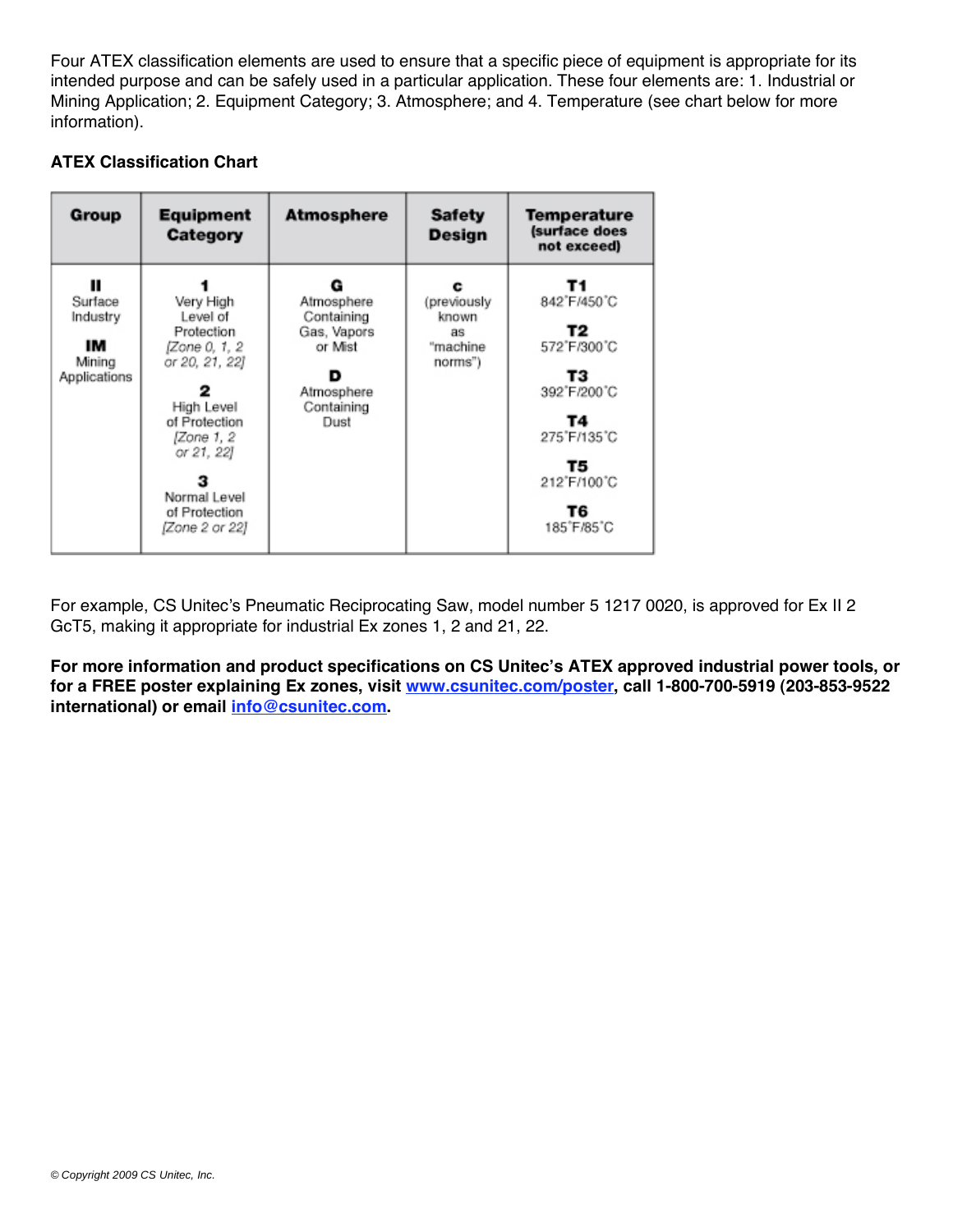Four ATEX classification elements are used to ensure that a specific piece of equipment is appropriate for its intended purpose and can be safely used in a particular application. These four elements are: 1. Industrial or Mining Application; 2. Equipment Category; 3. Atmosphere; and 4. Temperature (see chart below for more information).

**ATEX Classification Chart**

| Group | Equipment Category | Atmosphere | Safety Design | Temperature (surface does not exceed) |
|---|---|---|---|---|
| **II** Surface Industry<br>**IM** Mining Applications | **1** Very High Level of Protection *[Zone 0, 1, 2 or 20, 21, 22]*<br>**2** High Level of Protection *[Zone 1, 2 or 21, 22]*<br>**3** Normal Level of Protection *[Zone 2 or 22]* | **G** Atmosphere Containing Gas, Vapors or Mist<br>**D** Atmosphere Containing Dust | **c** (previously known as "machine norms") | **T1** 842˚F/450˚C<br>**T2** 572˚F/300˚C<br>**T3** 392˚F/200˚C<br>**T4** 275˚F/135˚C<br>**T5** 212˚F/100˚C<br>**T6** 185˚F/85˚C |

For example, CS Unitec's Pneumatic Reciprocating Saw, model number 5 1217 0020, is approved for Ex II 2 GcT5, making it appropriate for industrial Ex zones 1, 2 and 21, 22.

**For more information and product specifications on CS Unitec's ATEX approved industrial power tools, or for a FREE poster explaining Ex zones, visit [www.csunitec.com/poster](http://www.csunitec.com/poster), call 1-800-700-5919 (203-853-9522 international) or email [info@csunitec.com](mailto:info@csunitec.com).**

*© Copyright 2009 CS Unitec, Inc.*